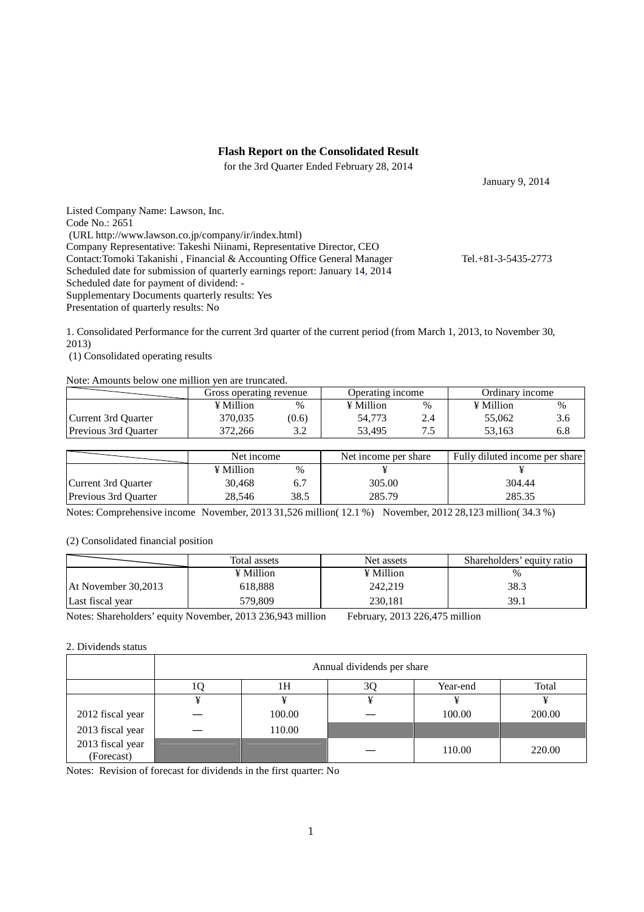# Flash Report on the Consolidated Result

for the 3rd Quarter Ended February 28, 2014

January 9, 2014

Listed Company Name: Lawson, Inc.
Code No.: 2651
(URL http://www.lawson.co.jp/company/ir/index.html)
Company Representative: Takeshi Niinami, Representative Director, CEO
Contact:Tomoki Takanishi , Financial & Accounting Office General Manager Tel.+81-3-5435-2773
Scheduled date for submission of quarterly earnings report: January 14, 2014
Scheduled date for payment of dividend: -
Supplementary Documents quarterly results: Yes
Presentation of quarterly results: No

1. Consolidated Performance for the current 3rd quarter of the current period (from March 1, 2013, to November 30, 2013)

(1) Consolidated operating results

Note: Amounts below one million yen are truncated.

| | Gross operating revenue | | Operating income | | Ordinary income | |
|---|---|---|---|---|---|---|
| | ¥ Million | % | ¥ Million | % | ¥ Million | % |
| Current 3rd Quarter | 370,035 | (0.6) | 54,773 | 2.4 | 55,062 | 3.6 |
| Previous 3rd Quarter | 372,266 | 3.2 | 53,495 | 7.5 | 53,163 | 6.8 |

| | Net income | | Net income per share | Fully diluted income per share |
|---|---|---|---|---|
| | ¥ Million | % | ¥ | ¥ |
| Current 3rd Quarter | 30,468 | 6.7 | 305.00 | 304.44 |
| Previous 3rd Quarter | 28,546 | 38.5 | 285.79 | 285.35 |

Notes: Comprehensive income November, 2013 31,526 million( 12.1 %) November, 2012 28,123 million( 34.3 %)

(2) Consolidated financial position

| | Total assets | Net assets | Shareholders' equity ratio |
|---|---|---|---|
| | ¥ Million | ¥ Million | % |
| At November 30,2013 | 618,888 | 242,219 | 38.3 |
| Last fiscal year | 579,809 | 230,181 | 39.1 |

Notes: Shareholders' equity November, 2013 236,943 million February, 2013 226,475 million

2. Dividends status

| | Annual dividends per share | | | | |
|---|---|---|---|---|---|
| | 1Q | 1H | 3Q | Year-end | Total |
| | ¥ | ¥ | ¥ | ¥ | ¥ |
| 2012 fiscal year | — | 100.00 | — | 100.00 | 200.00 |
| 2013 fiscal year | — | 110.00 | | | |
| 2013 fiscal year (Forecast) | | | — | 110.00 | 220.00 |

Notes: Revision of forecast for dividends in the first quarter: No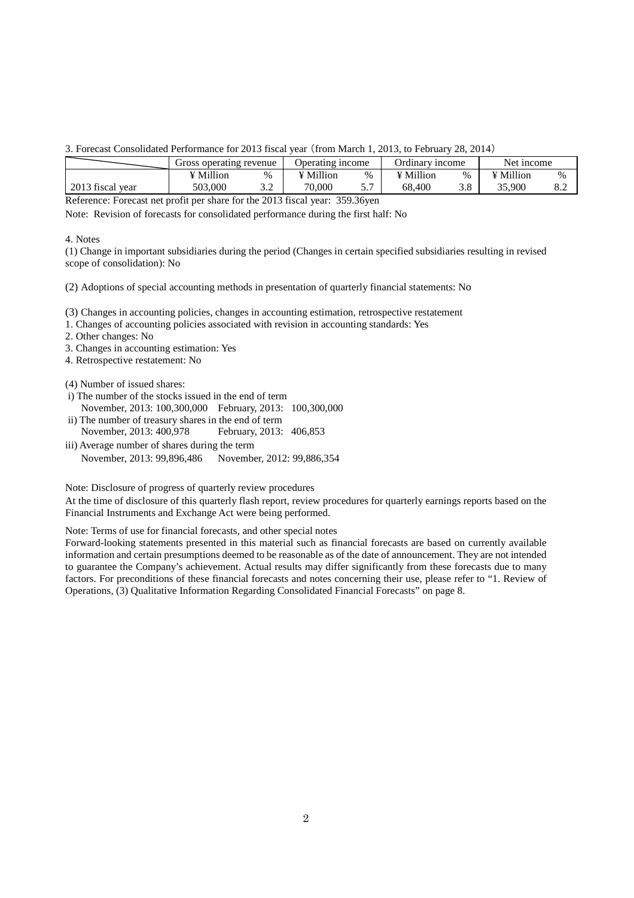3. Forecast Consolidated Performance for 2013 fiscal year（from March 1, 2013, to February 28, 2014）

| | Gross operating revenue | | Operating income | | Ordinary income | | Net income | |
|---|---|---|---|---|---|---|---|---|
| | ¥ Million | % | ¥ Million | % | ¥ Million | % | ¥ Million | % |
| 2013 fiscal year | 503,000 | 3.2 | 70,000 | 5.7 | 68,400 | 3.8 | 35,900 | 8.2 |

Reference: Forecast net profit per share for the 2013 fiscal year: 359.36yen

Note: Revision of forecasts for consolidated performance during the first half: No

4. Notes

(1) Change in important subsidiaries during the period (Changes in certain specified subsidiaries resulting in revised scope of consolidation): No

(2) Adoptions of special accounting methods in presentation of quarterly financial statements: No

(3) Changes in accounting policies, changes in accounting estimation, retrospective restatement
1. Changes of accounting policies associated with revision in accounting standards: Yes
2. Other changes: No
3. Changes in accounting estimation: Yes
4. Retrospective restatement: No

(4) Number of issued shares:
i) The number of the stocks issued in the end of term
November, 2013: 100,300,000 February, 2013: 100,300,000
ii) The number of treasury shares in the end of term
November, 2013: 400,978 February, 2013: 406,853
iii) Average number of shares during the term
November, 2013: 99,896,486 November, 2012: 99,886,354

Note: Disclosure of progress of quarterly review procedures
At the time of disclosure of this quarterly flash report, review procedures for quarterly earnings reports based on the Financial Instruments and Exchange Act were being performed.

Note: Terms of use for financial forecasts, and other special notes
Forward-looking statements presented in this material such as financial forecasts are based on currently available information and certain presumptions deemed to be reasonable as of the date of announcement. They are not intended to guarantee the Company's achievement. Actual results may differ significantly from these forecasts due to many factors. For preconditions of these financial forecasts and notes concerning their use, please refer to "1. Review of Operations, (3) Qualitative Information Regarding Consolidated Financial Forecasts" on page 8.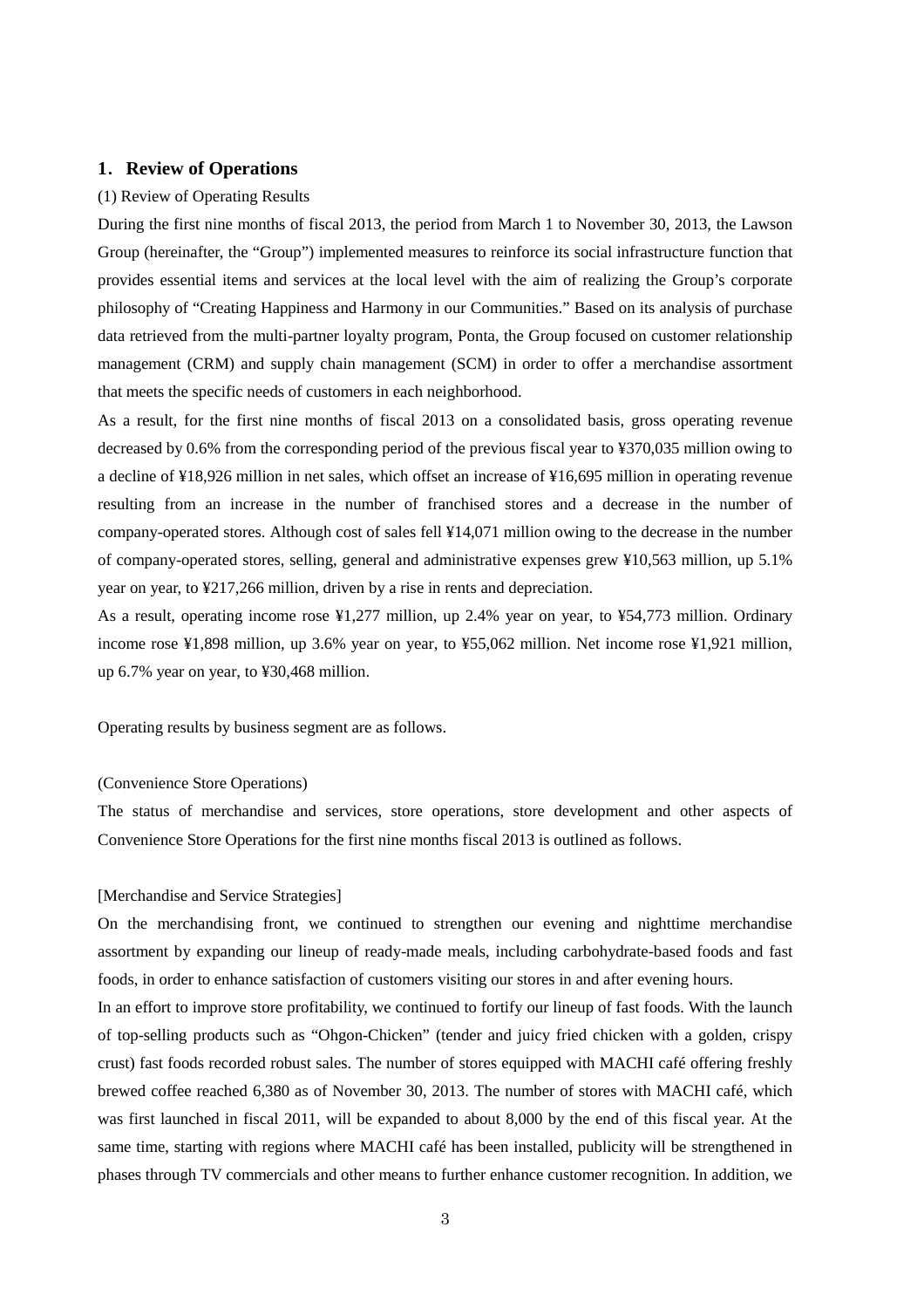## 1. Review of Operations

(1) Review of Operating Results

During the first nine months of fiscal 2013, the period from March 1 to November 30, 2013, the Lawson Group (hereinafter, the "Group") implemented measures to reinforce its social infrastructure function that provides essential items and services at the local level with the aim of realizing the Group's corporate philosophy of "Creating Happiness and Harmony in our Communities." Based on its analysis of purchase data retrieved from the multi-partner loyalty program, Ponta, the Group focused on customer relationship management (CRM) and supply chain management (SCM) in order to offer a merchandise assortment that meets the specific needs of customers in each neighborhood.

As a result, for the first nine months of fiscal 2013 on a consolidated basis, gross operating revenue decreased by 0.6% from the corresponding period of the previous fiscal year to ¥370,035 million owing to a decline of ¥18,926 million in net sales, which offset an increase of ¥16,695 million in operating revenue resulting from an increase in the number of franchised stores and a decrease in the number of company-operated stores. Although cost of sales fell ¥14,071 million owing to the decrease in the number of company-operated stores, selling, general and administrative expenses grew ¥10,563 million, up 5.1% year on year, to ¥217,266 million, driven by a rise in rents and depreciation.

As a result, operating income rose ¥1,277 million, up 2.4% year on year, to ¥54,773 million. Ordinary income rose ¥1,898 million, up 3.6% year on year, to ¥55,062 million. Net income rose ¥1,921 million, up 6.7% year on year, to ¥30,468 million.

Operating results by business segment are as follows.

(Convenience Store Operations)

The status of merchandise and services, store operations, store development and other aspects of Convenience Store Operations for the first nine months fiscal 2013 is outlined as follows.

[Merchandise and Service Strategies]

On the merchandising front, we continued to strengthen our evening and nighttime merchandise assortment by expanding our lineup of ready-made meals, including carbohydrate-based foods and fast foods, in order to enhance satisfaction of customers visiting our stores in and after evening hours.

In an effort to improve store profitability, we continued to fortify our lineup of fast foods. With the launch of top-selling products such as "Ohgon-Chicken" (tender and juicy fried chicken with a golden, crispy crust) fast foods recorded robust sales. The number of stores equipped with MACHI café offering freshly brewed coffee reached 6,380 as of November 30, 2013. The number of stores with MACHI café, which was first launched in fiscal 2011, will be expanded to about 8,000 by the end of this fiscal year. At the same time, starting with regions where MACHI café has been installed, publicity will be strengthened in phases through TV commercials and other means to further enhance customer recognition. In addition, we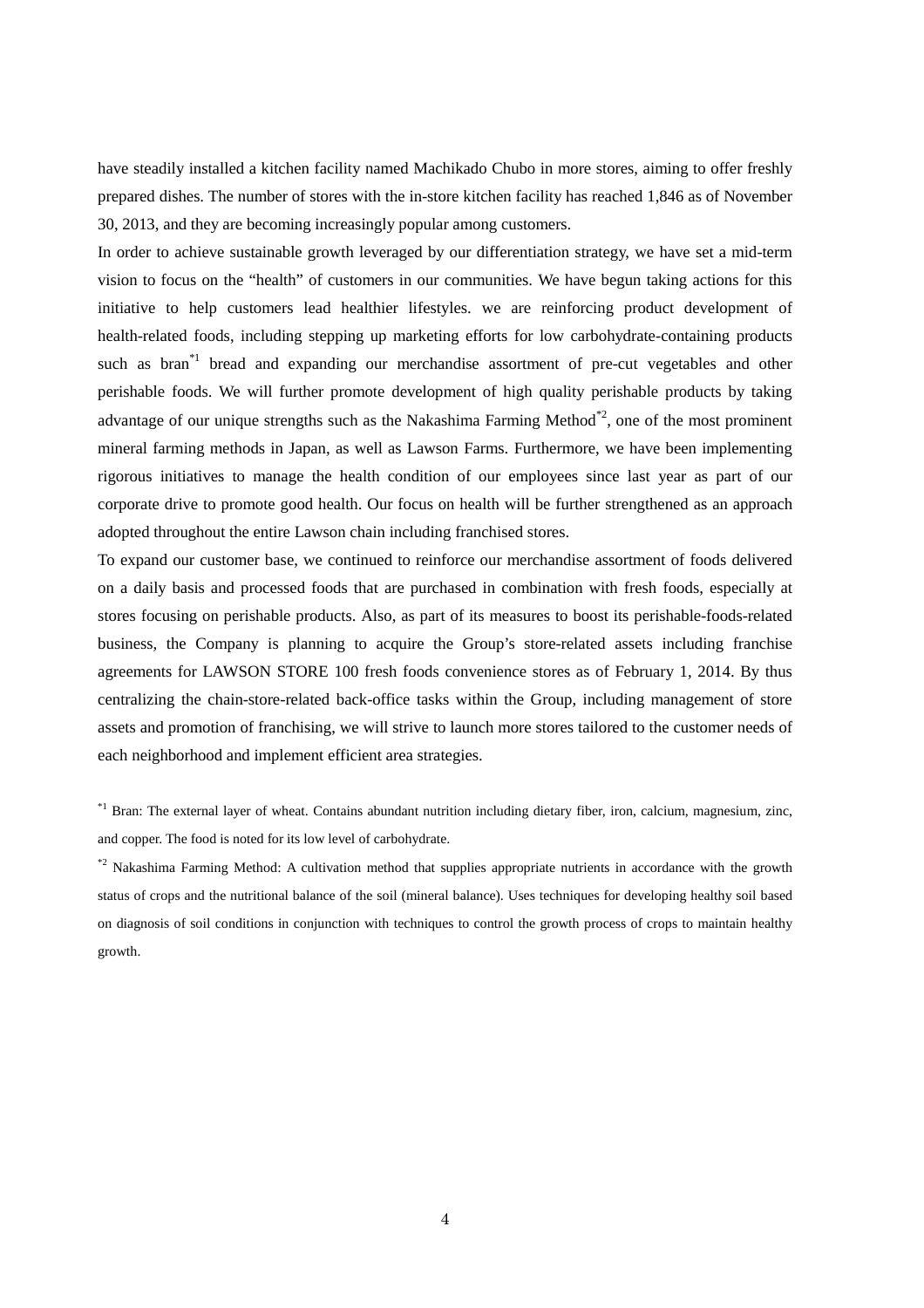have steadily installed a kitchen facility named Machikado Chubo in more stores, aiming to offer freshly prepared dishes. The number of stores with the in-store kitchen facility has reached 1,846 as of November 30, 2013, and they are becoming increasingly popular among customers.

In order to achieve sustainable growth leveraged by our differentiation strategy, we have set a mid-term vision to focus on the "health" of customers in our communities. We have begun taking actions for this initiative to help customers lead healthier lifestyles. we are reinforcing product development of health-related foods, including stepping up marketing efforts for low carbohydrate-containing products such as bran[*1] bread and expanding our merchandise assortment of pre-cut vegetables and other perishable foods. We will further promote development of high quality perishable products by taking advantage of our unique strengths such as the Nakashima Farming Method[*2], one of the most prominent mineral farming methods in Japan, as well as Lawson Farms. Furthermore, we have been implementing rigorous initiatives to manage the health condition of our employees since last year as part of our corporate drive to promote good health. Our focus on health will be further strengthened as an approach adopted throughout the entire Lawson chain including franchised stores.

To expand our customer base, we continued to reinforce our merchandise assortment of foods delivered on a daily basis and processed foods that are purchased in combination with fresh foods, especially at stores focusing on perishable products. Also, as part of its measures to boost its perishable-foods-related business, the Company is planning to acquire the Group's store-related assets including franchise agreements for LAWSON STORE 100 fresh foods convenience stores as of February 1, 2014. By thus centralizing the chain-store-related back-office tasks within the Group, including management of store assets and promotion of franchising, we will strive to launch more stores tailored to the customer needs of each neighborhood and implement efficient area strategies.

[*1] Bran: The external layer of wheat. Contains abundant nutrition including dietary fiber, iron, calcium, magnesium, zinc, and copper. The food is noted for its low level of carbohydrate.

[*2] Nakashima Farming Method: A cultivation method that supplies appropriate nutrients in accordance with the growth status of crops and the nutritional balance of the soil (mineral balance). Uses techniques for developing healthy soil based on diagnosis of soil conditions in conjunction with techniques to control the growth process of crops to maintain healthy growth.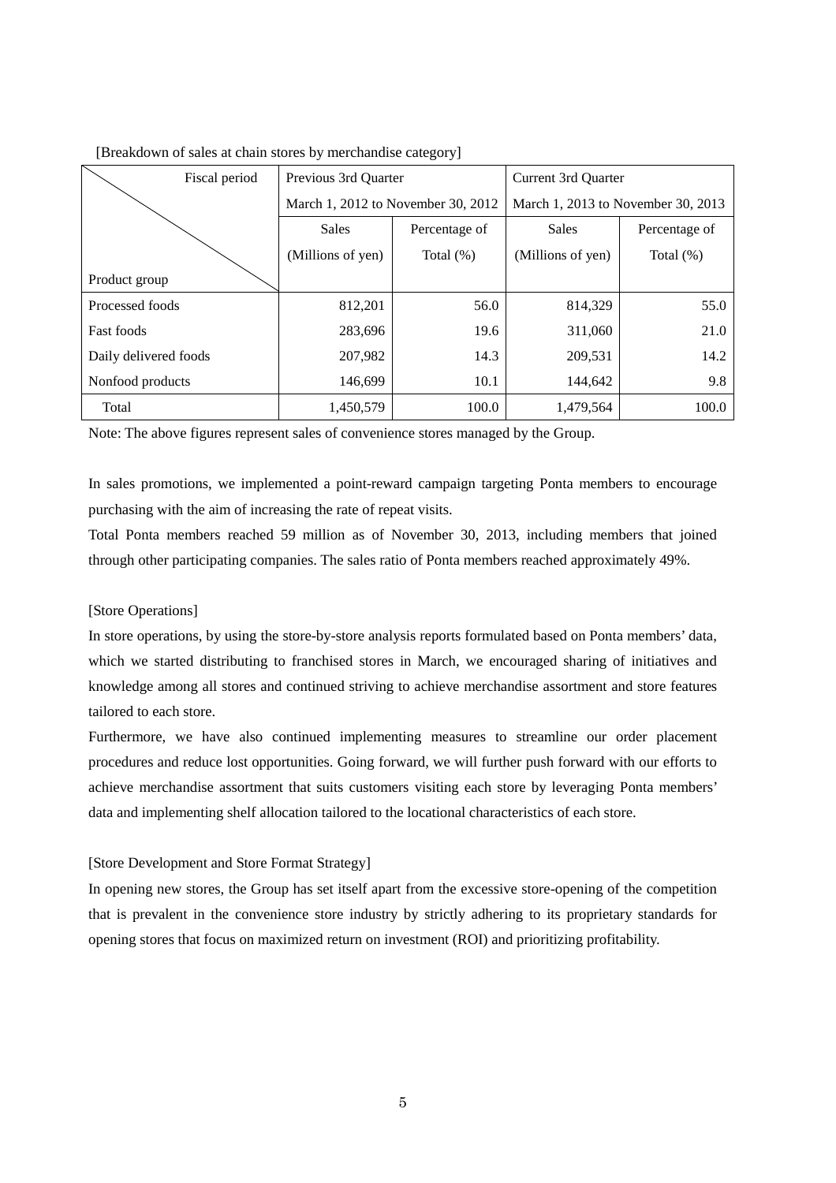[Breakdown of sales at chain stores by merchandise category]

| Fiscal period / Product group | Previous 3rd Quarter March 1, 2012 to November 30, 2012 | | Current 3rd Quarter March 1, 2013 to November 30, 2013 | |
|---|---|---|---|---|
| | Sales (Millions of yen) | Percentage of Total (%) | Sales (Millions of yen) | Percentage of Total (%) |
| Processed foods | 812,201 | 56.0 | 814,329 | 55.0 |
| Fast foods | 283,696 | 19.6 | 311,060 | 21.0 |
| Daily delivered foods | 207,982 | 14.3 | 209,531 | 14.2 |
| Nonfood products | 146,699 | 10.1 | 144,642 | 9.8 |
| Total | 1,450,579 | 100.0 | 1,479,564 | 100.0 |

Note: The above figures represent sales of convenience stores managed by the Group.

In sales promotions, we implemented a point-reward campaign targeting Ponta members to encourage purchasing with the aim of increasing the rate of repeat visits.

Total Ponta members reached 59 million as of November 30, 2013, including members that joined through other participating companies. The sales ratio of Ponta members reached approximately 49%.

[Store Operations]

In store operations, by using the store-by-store analysis reports formulated based on Ponta members' data, which we started distributing to franchised stores in March, we encouraged sharing of initiatives and knowledge among all stores and continued striving to achieve merchandise assortment and store features tailored to each store.

Furthermore, we have also continued implementing measures to streamline our order placement procedures and reduce lost opportunities. Going forward, we will further push forward with our efforts to achieve merchandise assortment that suits customers visiting each store by leveraging Ponta members' data and implementing shelf allocation tailored to the locational characteristics of each store.

[Store Development and Store Format Strategy]

In opening new stores, the Group has set itself apart from the excessive store-opening of the competition that is prevalent in the convenience store industry by strictly adhering to its proprietary standards for opening stores that focus on maximized return on investment (ROI) and prioritizing profitability.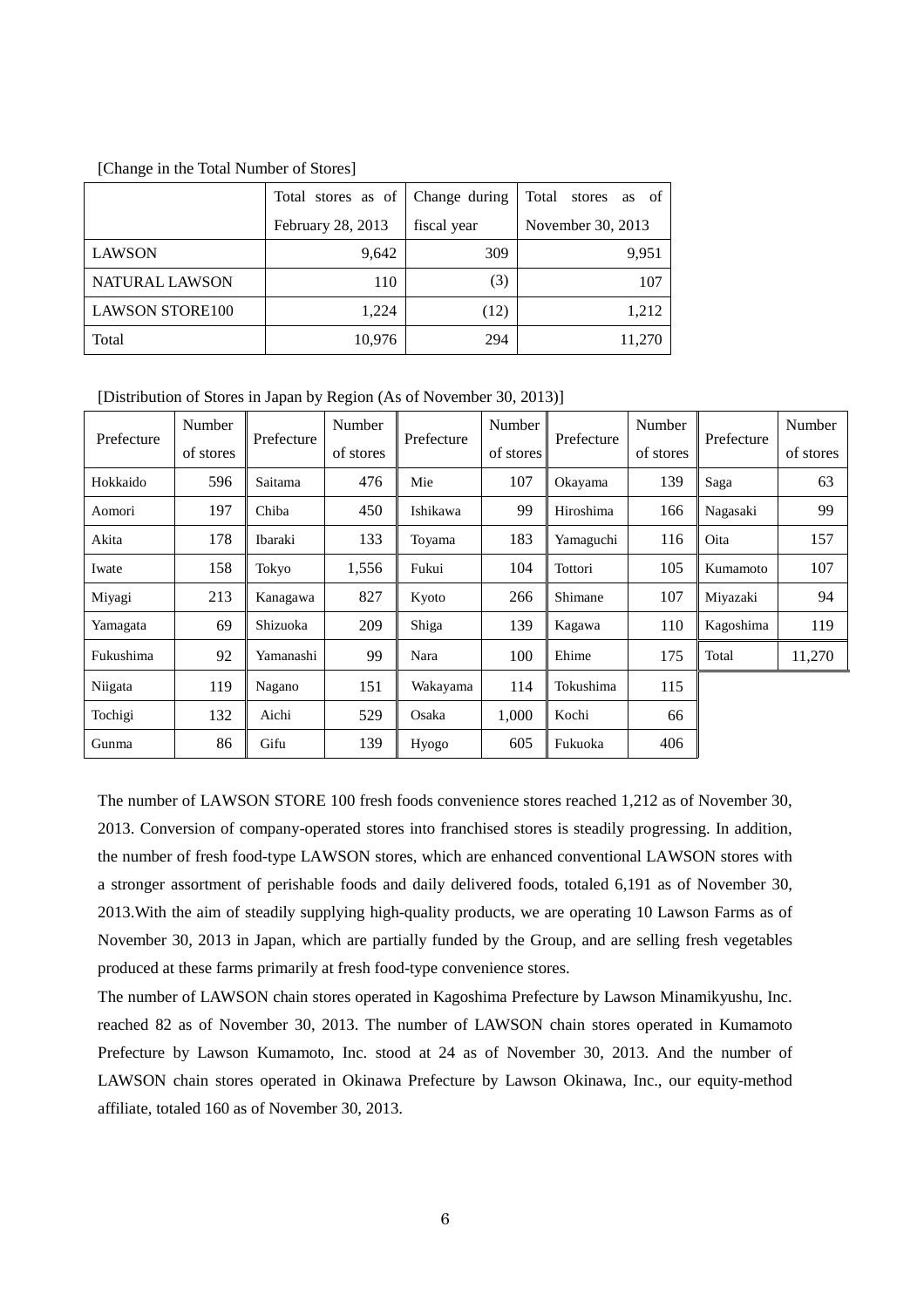[Change in the Total Number of Stores]

| | Total stores as of February 28, 2013 | Change during fiscal year | Total stores as of November 30, 2013 |
|---|---|---|---|
| LAWSON | 9,642 | 309 | 9,951 |
| NATURAL LAWSON | 110 | (3) | 107 |
| LAWSON STORE100 | 1,224 | (12) | 1,212 |
| Total | 10,976 | 294 | 11,270 |

[Distribution of Stores in Japan by Region (As of November 30, 2013)]

| Prefecture | Number of stores | Prefecture | Number of stores | Prefecture | Number of stores | Prefecture | Number of stores | Prefecture | Number of stores |
|---|---|---|---|---|---|---|---|---|---|
| Hokkaido | 596 | Saitama | 476 | Mie | 107 | Okayama | 139 | Saga | 63 |
| Aomori | 197 | Chiba | 450 | Ishikawa | 99 | Hiroshima | 166 | Nagasaki | 99 |
| Akita | 178 | Ibaraki | 133 | Toyama | 183 | Yamaguchi | 116 | Oita | 157 |
| Iwate | 158 | Tokyo | 1,556 | Fukui | 104 | Tottori | 105 | Kumamoto | 107 |
| Miyagi | 213 | Kanagawa | 827 | Kyoto | 266 | Shimane | 107 | Miyazaki | 94 |
| Yamagata | 69 | Shizuoka | 209 | Shiga | 139 | Kagawa | 110 | Kagoshima | 119 |
| Fukushima | 92 | Yamanashi | 99 | Nara | 100 | Ehime | 175 | Total | 11,270 |
| Niigata | 119 | Nagano | 151 | Wakayama | 114 | Tokushima | 115 | | |
| Tochigi | 132 | Aichi | 529 | Osaka | 1,000 | Kochi | 66 | | |
| Gunma | 86 | Gifu | 139 | Hyogo | 605 | Fukuoka | 406 | | |

The number of LAWSON STORE 100 fresh foods convenience stores reached 1,212 as of November 30, 2013. Conversion of company-operated stores into franchised stores is steadily progressing. In addition, the number of fresh food-type LAWSON stores, which are enhanced conventional LAWSON stores with a stronger assortment of perishable foods and daily delivered foods, totaled 6,191 as of November 30, 2013.With the aim of steadily supplying high-quality products, we are operating 10 Lawson Farms as of November 30, 2013 in Japan, which are partially funded by the Group, and are selling fresh vegetables produced at these farms primarily at fresh food-type convenience stores.

The number of LAWSON chain stores operated in Kagoshima Prefecture by Lawson Minamikyushu, Inc. reached 82 as of November 30, 2013. The number of LAWSON chain stores operated in Kumamoto Prefecture by Lawson Kumamoto, Inc. stood at 24 as of November 30, 2013. And the number of LAWSON chain stores operated in Okinawa Prefecture by Lawson Okinawa, Inc., our equity-method affiliate, totaled 160 as of November 30, 2013.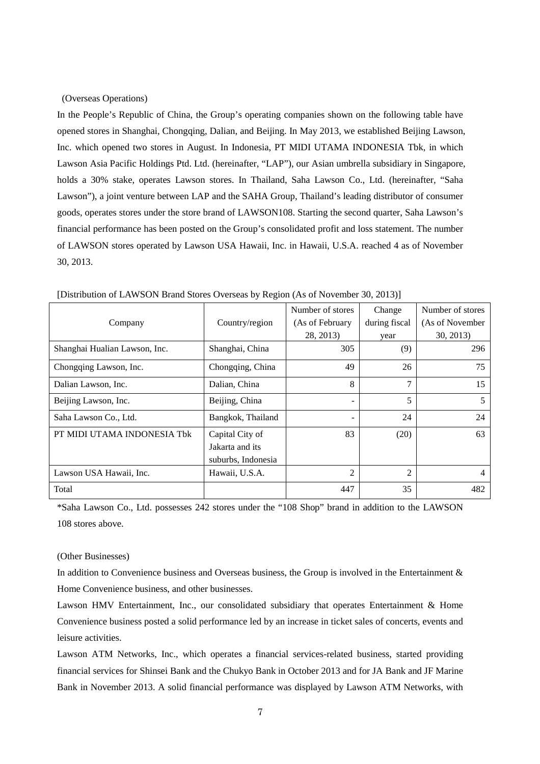(Overseas Operations)

In the People's Republic of China, the Group's operating companies shown on the following table have opened stores in Shanghai, Chongqing, Dalian, and Beijing. In May 2013, we established Beijing Lawson, Inc. which opened two stores in August. In Indonesia, PT MIDI UTAMA INDONESIA Tbk, in which Lawson Asia Pacific Holdings Ptd. Ltd. (hereinafter, "LAP"), our Asian umbrella subsidiary in Singapore, holds a 30% stake, operates Lawson stores. In Thailand, Saha Lawson Co., Ltd. (hereinafter, "Saha Lawson"), a joint venture between LAP and the SAHA Group, Thailand's leading distributor of consumer goods, operates stores under the store brand of LAWSON108. Starting the second quarter, Saha Lawson's financial performance has been posted on the Group's consolidated profit and loss statement. The number of LAWSON stores operated by Lawson USA Hawaii, Inc. in Hawaii, U.S.A. reached 4 as of November 30, 2013.

[Distribution of LAWSON Brand Stores Overseas by Region (As of November 30, 2013)]

| Company | Country/region | Number of stores (As of February 28, 2013) | Change during fiscal year | Number of stores (As of November 30, 2013) |
|---|---|---|---|---|
| Shanghai Hualian Lawson, Inc. | Shanghai, China | 305 | (9) | 296 |
| Chongqing Lawson, Inc. | Chongqing, China | 49 | 26 | 75 |
| Dalian Lawson, Inc. | Dalian, China | 8 | 7 | 15 |
| Beijing Lawson, Inc. | Beijing, China | - | 5 | 5 |
| Saha Lawson Co., Ltd. | Bangkok, Thailand | - | 24 | 24 |
| PT MIDI UTAMA INDONESIA Tbk | Capital City of Jakarta and its suburbs, Indonesia | 83 | (20) | 63 |
| Lawson USA Hawaii, Inc. | Hawaii, U.S.A. | 2 | 2 | 4 |
| Total | | 447 | 35 | 482 |

*Saha Lawson Co., Ltd. possesses 242 stores under the "108 Shop" brand in addition to the LAWSON 108 stores above.

(Other Businesses)

In addition to Convenience business and Overseas business, the Group is involved in the Entertainment & Home Convenience business, and other businesses.

Lawson HMV Entertainment, Inc., our consolidated subsidiary that operates Entertainment & Home Convenience business posted a solid performance led by an increase in ticket sales of concerts, events and leisure activities.

Lawson ATM Networks, Inc., which operates a financial services-related business, started providing financial services for Shinsei Bank and the Chukyo Bank in October 2013 and for JA Bank and JF Marine Bank in November 2013. A solid financial performance was displayed by Lawson ATM Networks, with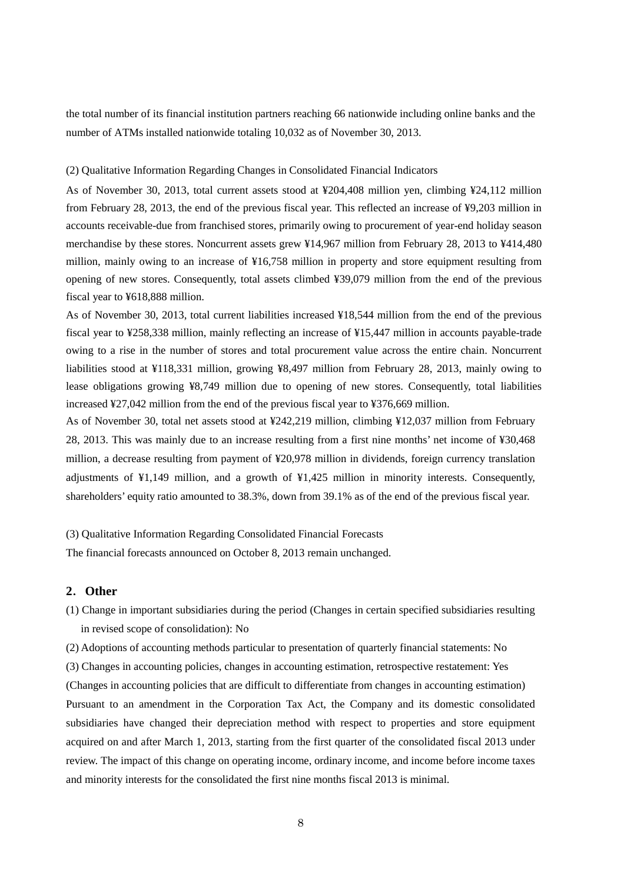the total number of its financial institution partners reaching 66 nationwide including online banks and the number of ATMs installed nationwide totaling 10,032 as of November 30, 2013.

(2) Qualitative Information Regarding Changes in Consolidated Financial Indicators

As of November 30, 2013, total current assets stood at ¥204,408 million yen, climbing ¥24,112 million from February 28, 2013, the end of the previous fiscal year. This reflected an increase of ¥9,203 million in accounts receivable-due from franchised stores, primarily owing to procurement of year-end holiday season merchandise by these stores. Noncurrent assets grew ¥14,967 million from February 28, 2013 to ¥414,480 million, mainly owing to an increase of ¥16,758 million in property and store equipment resulting from opening of new stores. Consequently, total assets climbed ¥39,079 million from the end of the previous fiscal year to ¥618,888 million.

As of November 30, 2013, total current liabilities increased ¥18,544 million from the end of the previous fiscal year to ¥258,338 million, mainly reflecting an increase of ¥15,447 million in accounts payable-trade owing to a rise in the number of stores and total procurement value across the entire chain. Noncurrent liabilities stood at ¥118,331 million, growing ¥8,497 million from February 28, 2013, mainly owing to lease obligations growing ¥8,749 million due to opening of new stores. Consequently, total liabilities increased ¥27,042 million from the end of the previous fiscal year to ¥376,669 million.

As of November 30, total net assets stood at ¥242,219 million, climbing ¥12,037 million from February 28, 2013. This was mainly due to an increase resulting from a first nine months' net income of ¥30,468 million, a decrease resulting from payment of ¥20,978 million in dividends, foreign currency translation adjustments of ¥1,149 million, and a growth of ¥1,425 million in minority interests. Consequently, shareholders' equity ratio amounted to 38.3%, down from 39.1% as of the end of the previous fiscal year.

(3) Qualitative Information Regarding Consolidated Financial Forecasts

The financial forecasts announced on October 8, 2013 remain unchanged.

## 2. Other

(1) Change in important subsidiaries during the period (Changes in certain specified subsidiaries resulting in revised scope of consolidation): No

(2) Adoptions of accounting methods particular to presentation of quarterly financial statements: No

(3) Changes in accounting policies, changes in accounting estimation, retrospective restatement: Yes

(Changes in accounting policies that are difficult to differentiate from changes in accounting estimation)

Pursuant to an amendment in the Corporation Tax Act, the Company and its domestic consolidated subsidiaries have changed their depreciation method with respect to properties and store equipment acquired on and after March 1, 2013, starting from the first quarter of the consolidated fiscal 2013 under review. The impact of this change on operating income, ordinary income, and income before income taxes and minority interests for the consolidated the first nine months fiscal 2013 is minimal.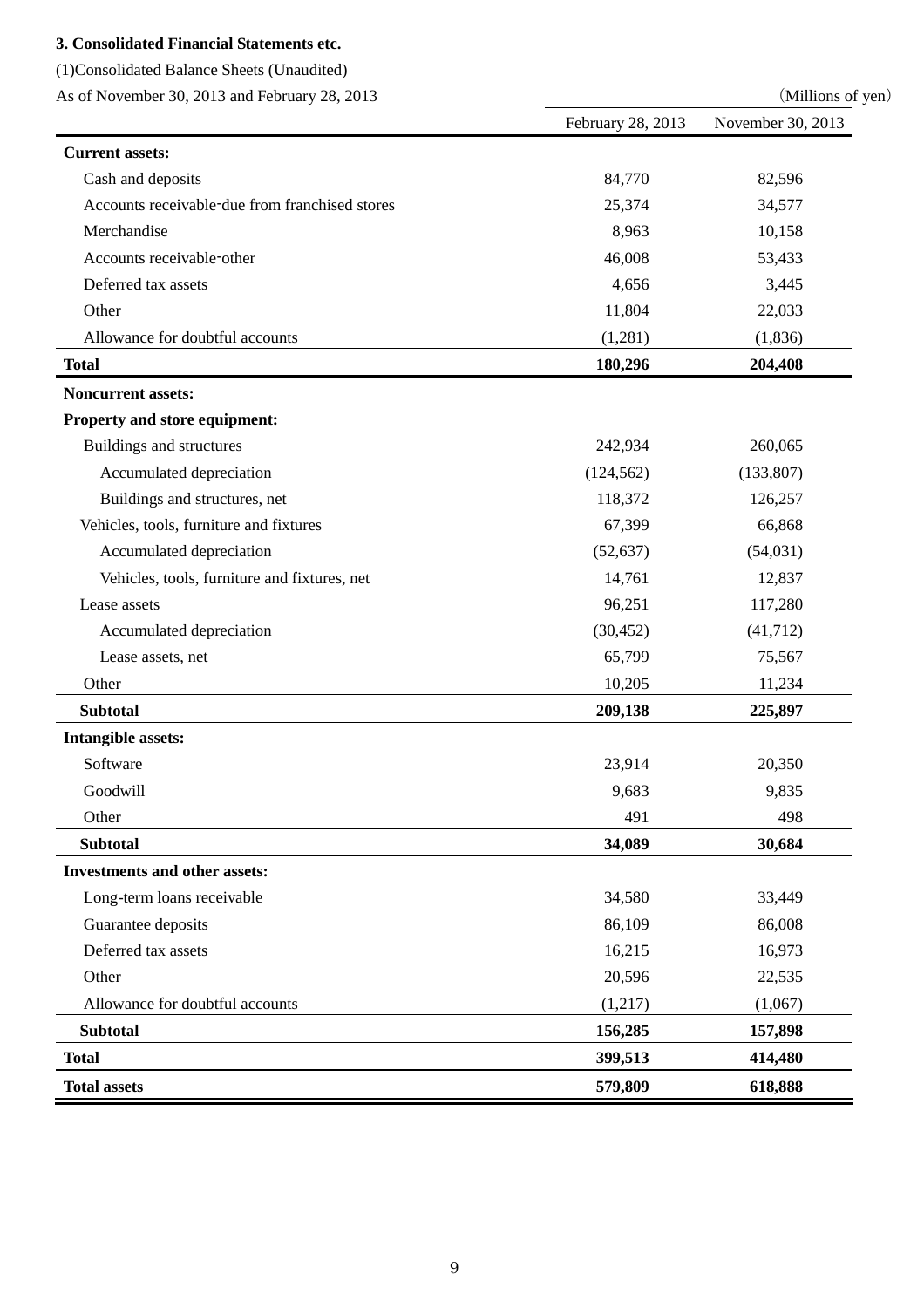### 3. Consolidated Financial Statements etc.

(1)Consolidated Balance Sheets (Unaudited)

As of November 30, 2013 and February 28, 2013

(Millions of yen)

| | February 28, 2013 | November 30, 2013 |
|---|---|---|
| **Current assets:** | | |
| Cash and deposits | 84,770 | 82,596 |
| Accounts receivable-due from franchised stores | 25,374 | 34,577 |
| Merchandise | 8,963 | 10,158 |
| Accounts receivable-other | 46,008 | 53,433 |
| Deferred tax assets | 4,656 | 3,445 |
| Other | 11,804 | 22,033 |
| Allowance for doubtful accounts | (1,281) | (1,836) |
| **Total** | **180,296** | **204,408** |
| **Noncurrent assets:** | | |
| **Property and store equipment:** | | |
| Buildings and structures | 242,934 | 260,065 |
| Accumulated depreciation | (124,562) | (133,807) |
| Buildings and structures, net | 118,372 | 126,257 |
| Vehicles, tools, furniture and fixtures | 67,399 | 66,868 |
| Accumulated depreciation | (52,637) | (54,031) |
| Vehicles, tools, furniture and fixtures, net | 14,761 | 12,837 |
| Lease assets | 96,251 | 117,280 |
| Accumulated depreciation | (30,452) | (41,712) |
| Lease assets, net | 65,799 | 75,567 |
| Other | 10,205 | 11,234 |
| **Subtotal** | **209,138** | **225,897** |
| **Intangible assets:** | | |
| Software | 23,914 | 20,350 |
| Goodwill | 9,683 | 9,835 |
| Other | 491 | 498 |
| **Subtotal** | **34,089** | **30,684** |
| **Investments and other assets:** | | |
| Long-term loans receivable | 34,580 | 33,449 |
| Guarantee deposits | 86,109 | 86,008 |
| Deferred tax assets | 16,215 | 16,973 |
| Other | 20,596 | 22,535 |
| Allowance for doubtful accounts | (1,217) | (1,067) |
| **Subtotal** | **156,285** | **157,898** |
| **Total** | **399,513** | **414,480** |
| **Total assets** | **579,809** | **618,888** |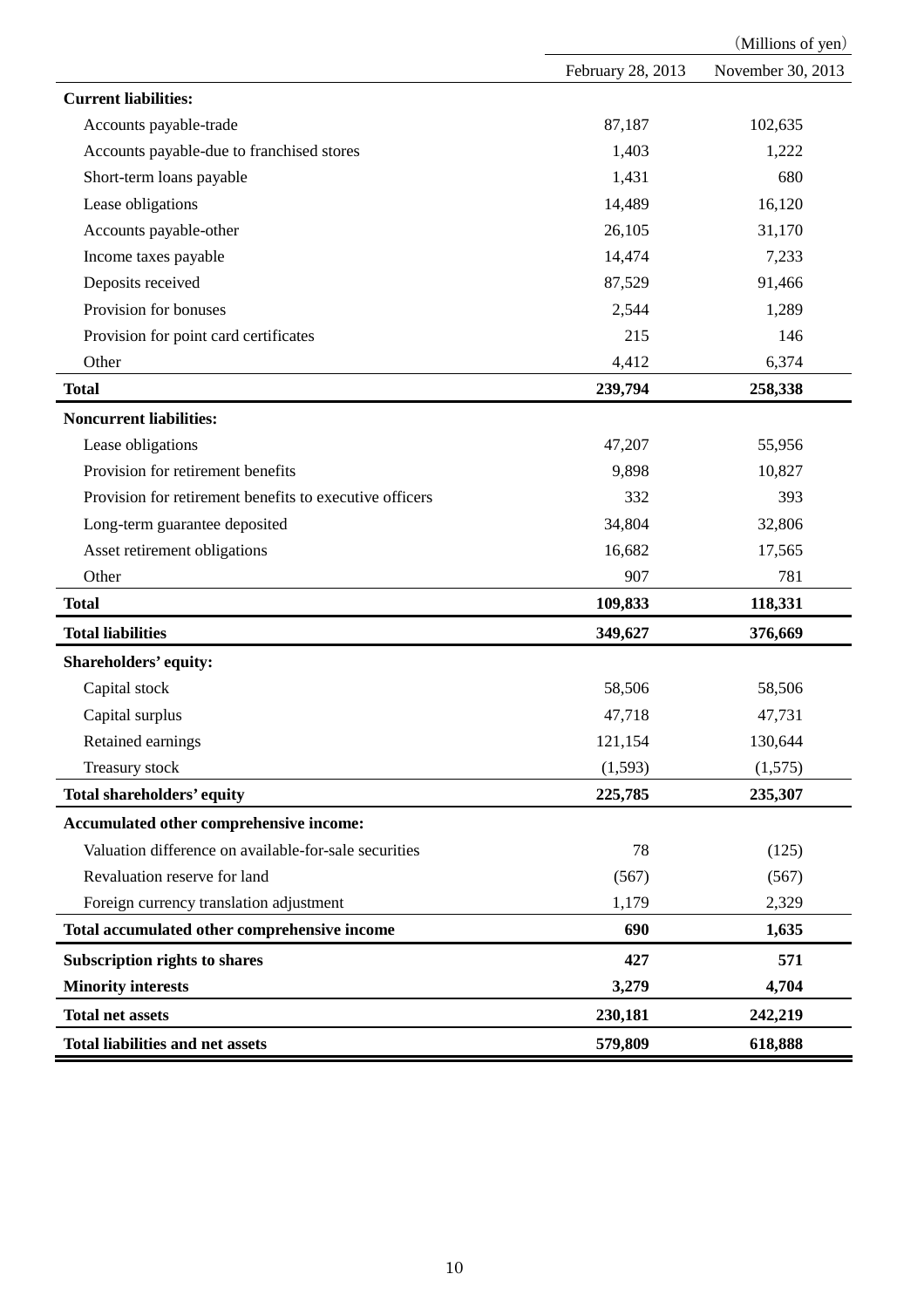(Millions of yen)

| | February 28, 2013 | November 30, 2013 |
|---|---|---|
| **Current liabilities:** | | |
| Accounts payable-trade | 87,187 | 102,635 |
| Accounts payable-due to franchised stores | 1,403 | 1,222 |
| Short-term loans payable | 1,431 | 680 |
| Lease obligations | 14,489 | 16,120 |
| Accounts payable-other | 26,105 | 31,170 |
| Income taxes payable | 14,474 | 7,233 |
| Deposits received | 87,529 | 91,466 |
| Provision for bonuses | 2,544 | 1,289 |
| Provision for point card certificates | 215 | 146 |
| Other | 4,412 | 6,374 |
| **Total** | **239,794** | **258,338** |
| **Noncurrent liabilities:** | | |
| Lease obligations | 47,207 | 55,956 |
| Provision for retirement benefits | 9,898 | 10,827 |
| Provision for retirement benefits to executive officers | 332 | 393 |
| Long-term guarantee deposited | 34,804 | 32,806 |
| Asset retirement obligations | 16,682 | 17,565 |
| Other | 907 | 781 |
| **Total** | **109,833** | **118,331** |
| **Total liabilities** | **349,627** | **376,669** |
| **Shareholders' equity:** | | |
| Capital stock | 58,506 | 58,506 |
| Capital surplus | 47,718 | 47,731 |
| Retained earnings | 121,154 | 130,644 |
| Treasury stock | (1,593) | (1,575) |
| **Total shareholders' equity** | **225,785** | **235,307** |
| **Accumulated other comprehensive income:** | | |
| Valuation difference on available-for-sale securities | 78 | (125) |
| Revaluation reserve for land | (567) | (567) |
| Foreign currency translation adjustment | 1,179 | 2,329 |
| **Total accumulated other comprehensive income** | **690** | **1,635** |
| **Subscription rights to shares** | **427** | **571** |
| **Minority interests** | **3,279** | **4,704** |
| **Total net assets** | **230,181** | **242,219** |
| **Total liabilities and net assets** | **579,809** | **618,888** |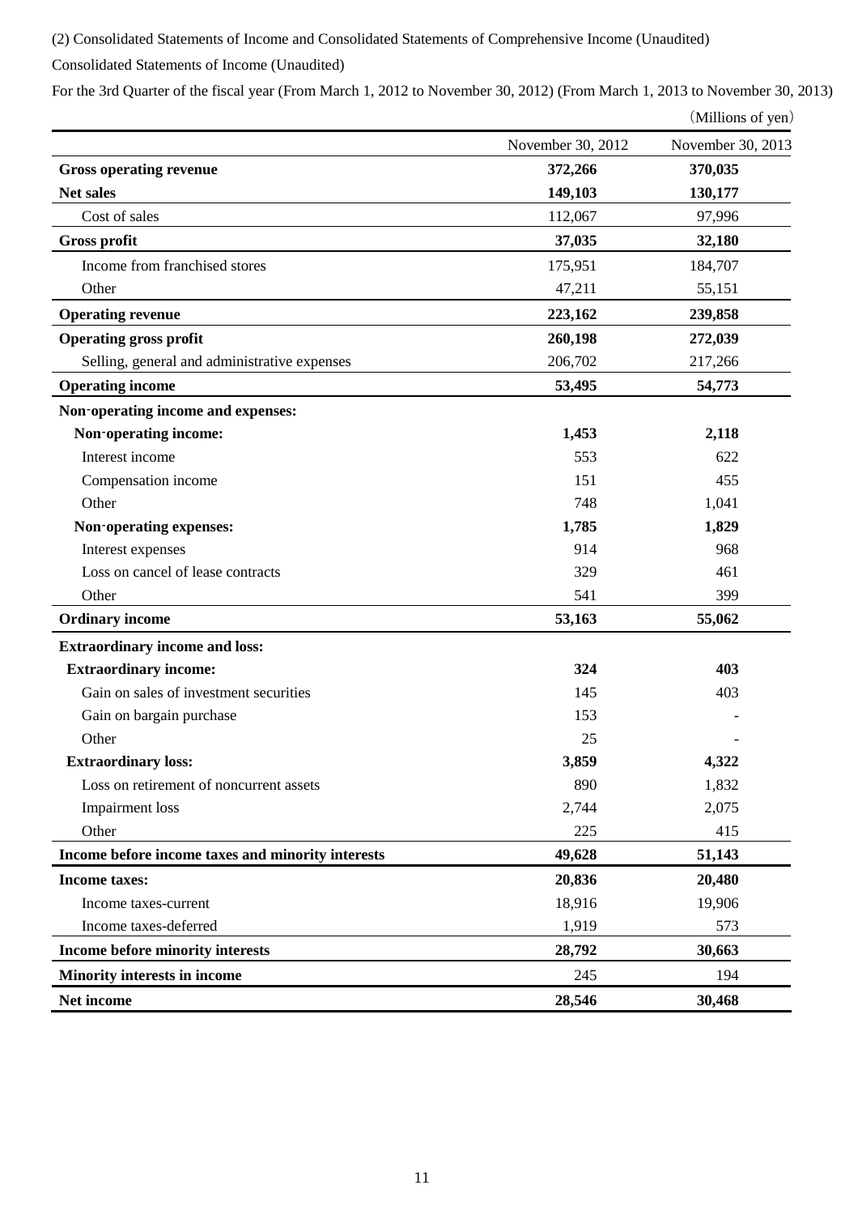(2) Consolidated Statements of Income and Consolidated Statements of Comprehensive Income (Unaudited)

Consolidated Statements of Income (Unaudited)

For the 3rd Quarter of the fiscal year (From March 1, 2012 to November 30, 2012) (From March 1, 2013 to November 30, 2013)

（Millions of yen）

| | November 30, 2012 | November 30, 2013 |
|---|---|---|
| **Gross operating revenue** | **372,266** | **370,035** |
| **Net sales** | **149,103** | **130,177** |
| Cost of sales | 112,067 | 97,996 |
| **Gross profit** | **37,035** | **32,180** |
| Income from franchised stores | 175,951 | 184,707 |
| Other | 47,211 | 55,151 |
| **Operating revenue** | **223,162** | **239,858** |
| **Operating gross profit** | **260,198** | **272,039** |
| Selling, general and administrative expenses | 206,702 | 217,266 |
| **Operating income** | **53,495** | **54,773** |
| **Non-operating income and expenses:** | | |
| **Non-operating income:** | **1,453** | **2,118** |
| Interest income | 553 | 622 |
| Compensation income | 151 | 455 |
| Other | 748 | 1,041 |
| **Non-operating expenses:** | **1,785** | **1,829** |
| Interest expenses | 914 | 968 |
| Loss on cancel of lease contracts | 329 | 461 |
| Other | 541 | 399 |
| **Ordinary income** | **53,163** | **55,062** |
| **Extraordinary income and loss:** | | |
| **Extraordinary income:** | **324** | **403** |
| Gain on sales of investment securities | 145 | 403 |
| Gain on bargain purchase | 153 | - |
| Other | 25 | - |
| **Extraordinary loss:** | **3,859** | **4,322** |
| Loss on retirement of noncurrent assets | 890 | 1,832 |
| Impairment loss | 2,744 | 2,075 |
| Other | 225 | 415 |
| **Income before income taxes and minority interests** | **49,628** | **51,143** |
| **Income taxes:** | **20,836** | **20,480** |
| Income taxes-current | 18,916 | 19,906 |
| Income taxes-deferred | 1,919 | 573 |
| **Income before minority interests** | **28,792** | **30,663** |
| **Minority interests in income** | 245 | 194 |
| **Net income** | **28,546** | **30,468** |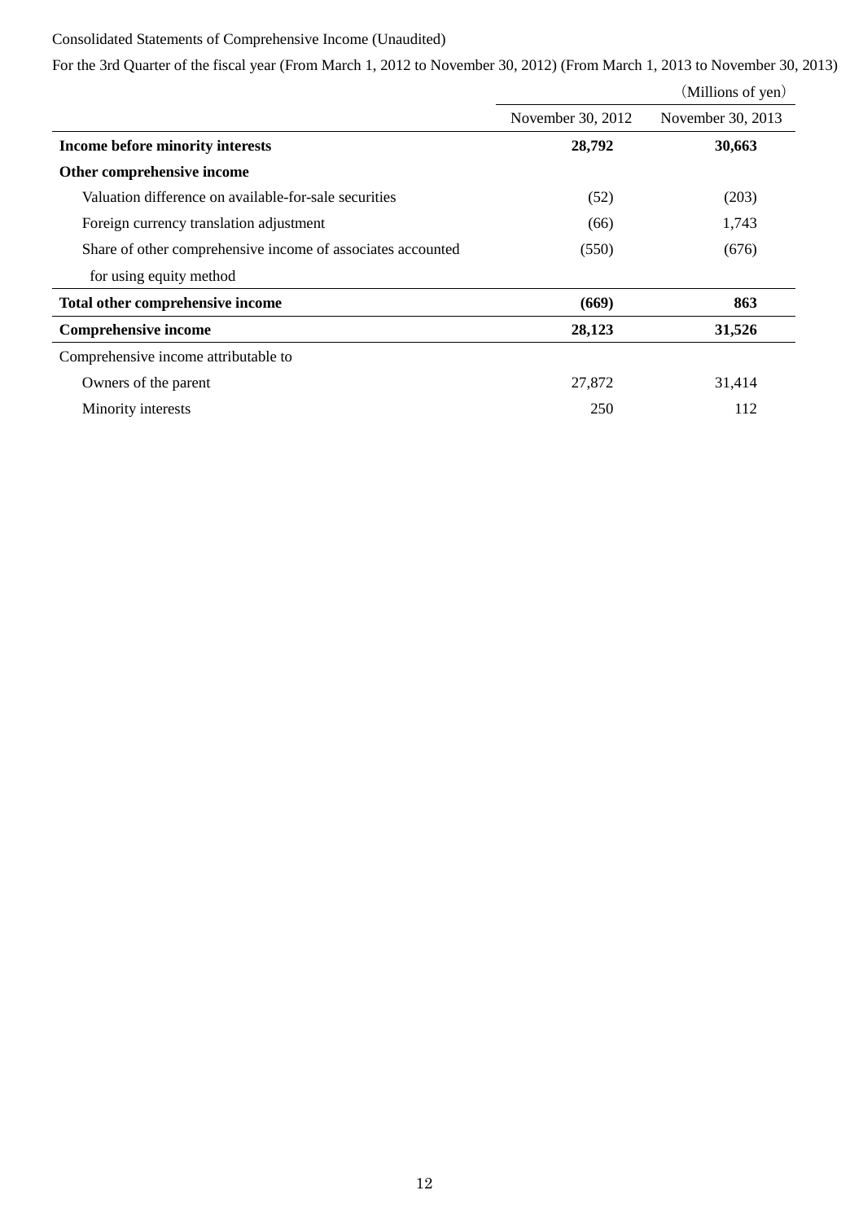Consolidated Statements of Comprehensive Income (Unaudited)

For the 3rd Quarter of the fiscal year (From March 1, 2012 to November 30, 2012) (From March 1, 2013 to November 30, 2013)

（Millions of yen）

| | November 30, 2012 | November 30, 2013 |
|---|---|---|
| **Income before minority interests** | **28,792** | **30,663** |
| **Other comprehensive income** | | |
| Valuation difference on available-for-sale securities | (52) | (203) |
| Foreign currency translation adjustment | (66) | 1,743 |
| Share of other comprehensive income of associates accounted for using equity method | (550) | (676) |
| **Total other comprehensive income** | **(669)** | **863** |
| **Comprehensive income** | **28,123** | **31,526** |
| Comprehensive income attributable to | | |
| Owners of the parent | 27,872 | 31,414 |
| Minority interests | 250 | 112 |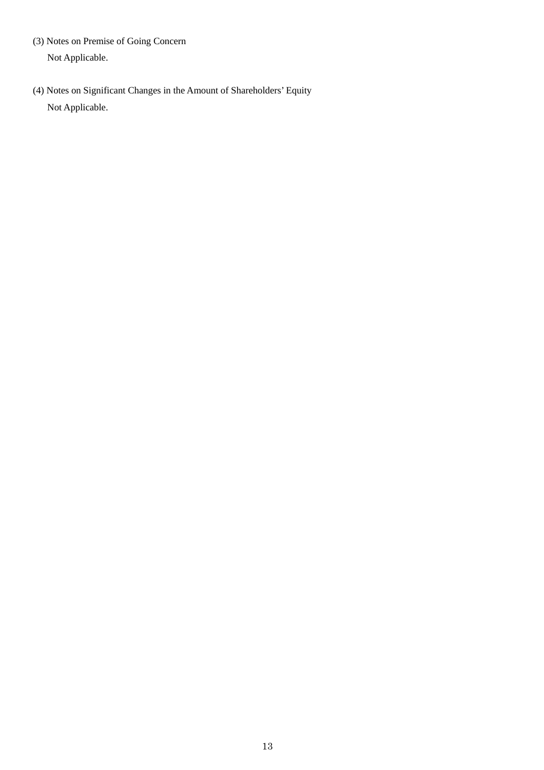(3) Notes on Premise of Going Concern

Not Applicable.

(4) Notes on Significant Changes in the Amount of Shareholders' Equity

Not Applicable.